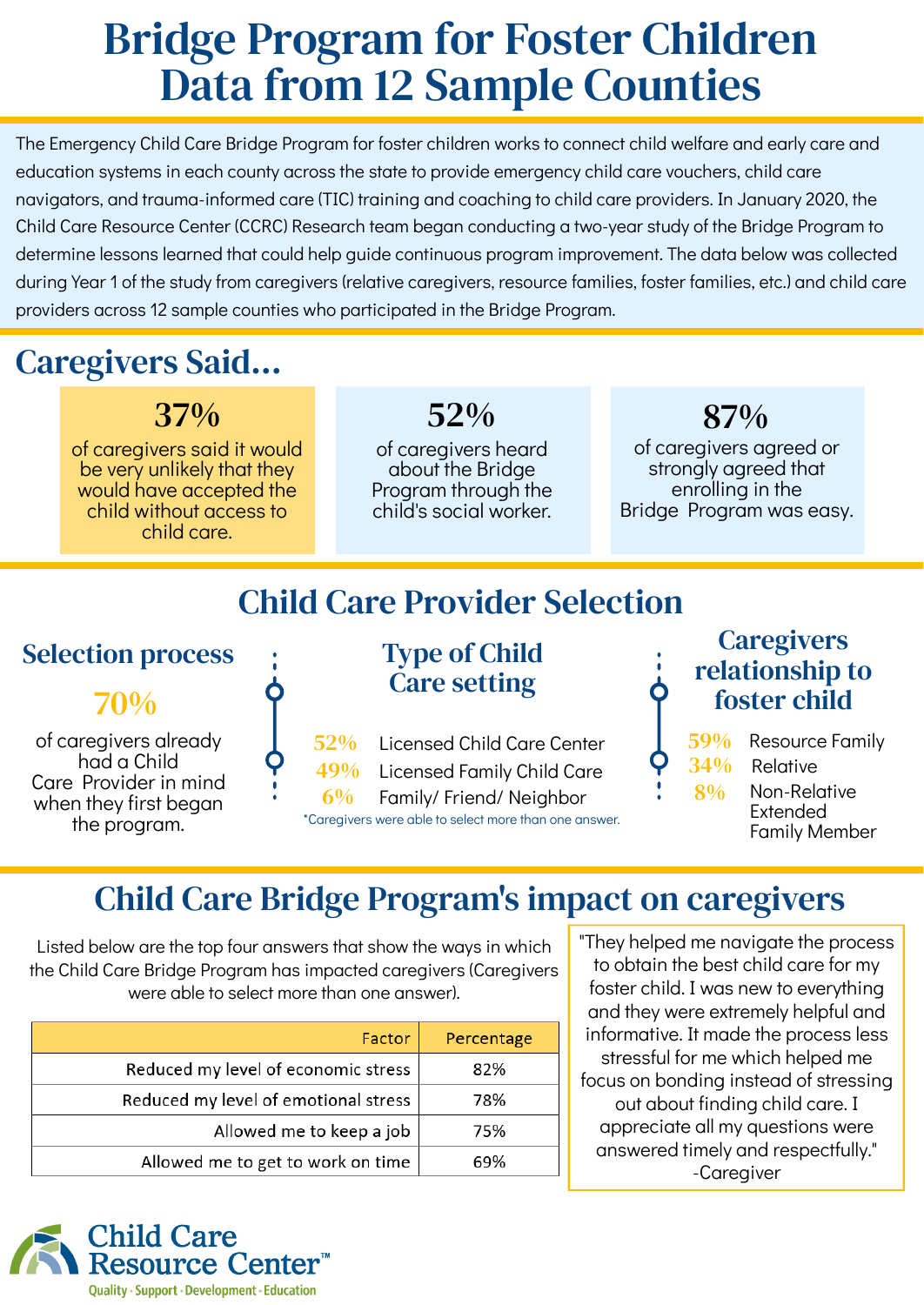# Bridge Program for Foster Children Data from 12 Sample Counties

The Emergency Child Care Bridge Program for foster children works to connect child welfare and early care and education systems in each county across the state to provide emergency child care vouchers, child care navigators, and trauma-informed care (TIC) training and coaching to child care providers. In January 2020, the Child Care Resource Center (CCRC) Research team began conducting a two-year study of the Bridge Program to determine lessons learned that could help guide continuous program improvement. The data below was collected during Year 1 of the study from caregivers (relative caregivers, resource families, foster families, etc.) and child care providers across 12 sample counties who participated in the Bridge Program.

## Caregivers Said...

**37%**
of caregivers said it would be very unlikely that they would have accepted the child without access to child care.

**52%**
of caregivers heard about the Bridge Program through the child's social worker.

**87%**
of caregivers agreed or strongly agreed that enrolling in the Bridge Program was easy.

## Child Care Provider Selection

### Selection process

**70%**
of caregivers already had a Child Care Provider in mind when they first began the program.

### Type of Child Care setting

- **52%** Licensed Child Care Center
- **49%** Licensed Family Child Care
- **6%** Family/ Friend/ Neighbor

*Caregivers were able to select more than one answer.

### Caregivers relationship to foster child

- **59%** Resource Family
- **34%** Relative
- **8%** Non-Relative Extended Family Member

## Child Care Bridge Program's impact on caregivers

Listed below are the top four answers that show the ways in which the Child Care Bridge Program has impacted caregivers (Caregivers were able to select more than one answer).

| Factor | Percentage |
|---|---|
| Reduced my level of economic stress | 82% |
| Reduced my level of emotional stress | 78% |
| Allowed me to keep a job | 75% |
| Allowed me to get to work on time | 69% |

"They helped me navigate the process to obtain the best child care for my foster child. I was new to everything and they were extremely helpful and informative. It made the process less stressful for me which helped me focus on bonding instead of stressing out about finding child care. I appreciate all my questions were answered timely and respectfully."
-Caregiver

Child Care Resource Center™
Quality · Support · Development · Education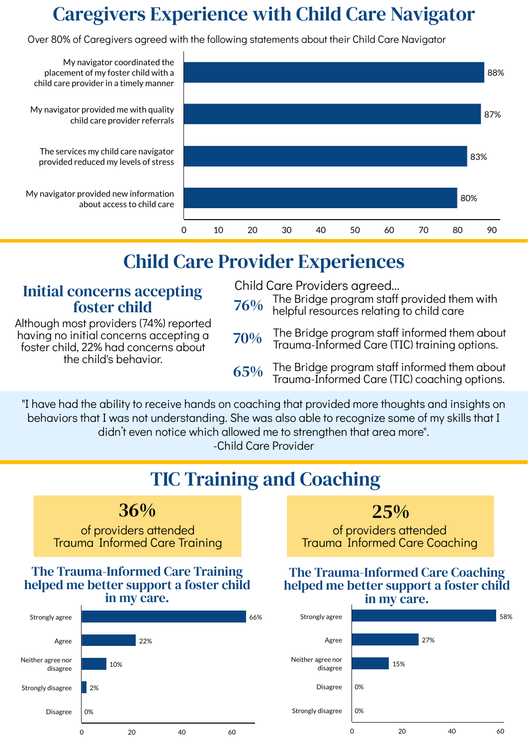# Caregivers Experience with Child Care Navigator

Over 80% of Caregivers agreed with the following statements about their Child Care Navigator

My navigator coordinated the placement of my foster child with a child care provider in a timely manner
88%

My navigator provided me with quality child care provider referrals
87%

The services my child care navigator provided reduced my levels of stress
83%

My navigator provided new information about access to child care
80%

0 10 20 30 40 50 60 70 80 90

# Child Care Provider Experiences

## Initial concerns accepting foster child

Although most providers (74%) reported having no initial concerns accepting a foster child, 22% had concerns about the child's behavior.

Child Care Providers agreed...

**76%** The Bridge program staff provided them with helpful resources relating to child care

**70%** The Bridge program staff informed them about Trauma-Informed Care (TIC) training options.

**65%** The Bridge program staff informed them about Trauma-Informed Care (TIC) coaching options.

"I have had the ability to receive hands on coaching that provided more thoughts and insights on behaviors that I was not understanding. She was also able to recognize some of my skills that I didn't even notice which allowed me to strengthen that area more".
-Child Care Provider

# TIC Training and Coaching

**36%**
of providers attended Trauma Informed Care Training

**25%**
of providers attended Trauma Informed Care Coaching

### The Trauma-Informed Care Training helped me better support a foster child in my care.

Strongly agree 66%
Agree 22%
Neither agree nor disagree 10%
Strongly disagree 2%
Disagree 0%

0 20 40 60

### The Trauma-Informed Care Coaching helped me better support a foster child in my care.

Strongly agree 58%
Agree 27%
Neither agree nor disagree 15%
Disagree 0%
Strongly disagree 0%

0 20 40 60